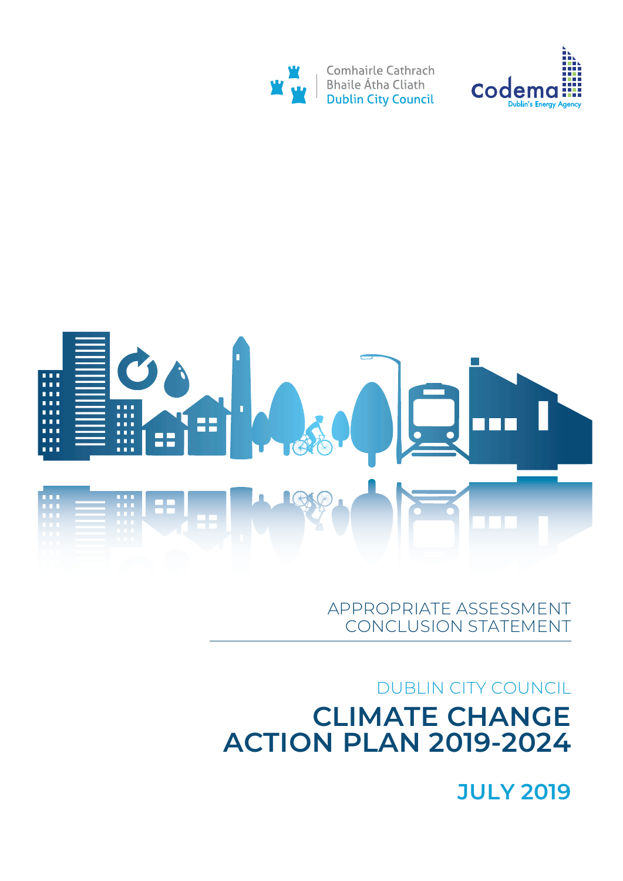Comhairle Cathrach Bhaile Átha Cliath
Dublin City Council

codema
Dublin's Energy Agency

APPROPRIATE ASSESSMENT CONCLUSION STATEMENT

DUBLIN CITY COUNCIL

# CLIMATE CHANGE ACTION PLAN 2019-2024

**JULY 2019**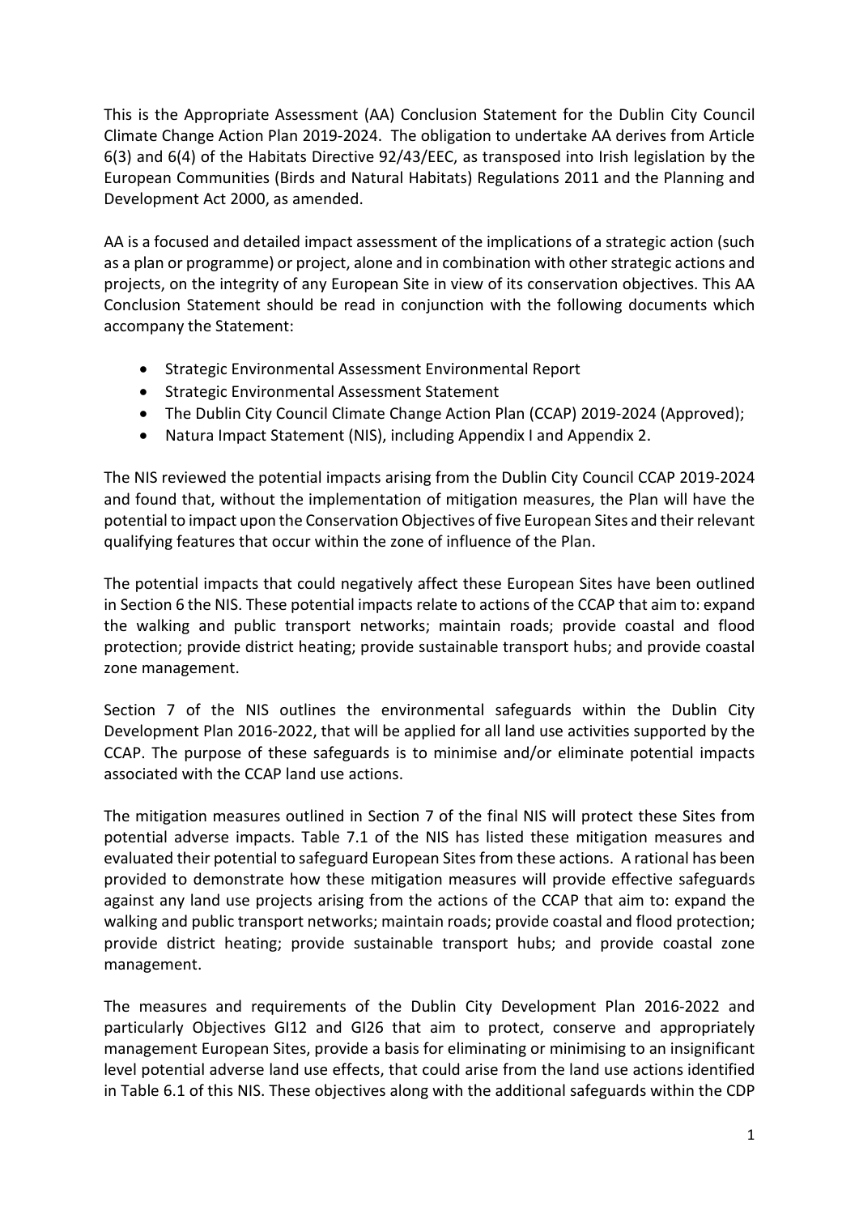This is the Appropriate Assessment (AA) Conclusion Statement for the Dublin City Council Climate Change Action Plan 2019-2024. The obligation to undertake AA derives from Article 6(3) and 6(4) of the Habitats Directive 92/43/EEC, as transposed into Irish legislation by the European Communities (Birds and Natural Habitats) Regulations 2011 and the Planning and Development Act 2000, as amended.

AA is a focused and detailed impact assessment of the implications of a strategic action (such as a plan or programme) or project, alone and in combination with other strategic actions and projects, on the integrity of any European Site in view of its conservation objectives. This AA Conclusion Statement should be read in conjunction with the following documents which accompany the Statement:

- Strategic Environmental Assessment Environmental Report
- Strategic Environmental Assessment Statement
- The Dublin City Council Climate Change Action Plan (CCAP) 2019-2024 (Approved);
- Natura Impact Statement (NIS), including Appendix I and Appendix 2.

The NIS reviewed the potential impacts arising from the Dublin City Council CCAP 2019-2024 and found that, without the implementation of mitigation measures, the Plan will have the potential to impact upon the Conservation Objectives of five European Sites and their relevant qualifying features that occur within the zone of influence of the Plan.

The potential impacts that could negatively affect these European Sites have been outlined in Section 6 the NIS. These potential impacts relate to actions of the CCAP that aim to: expand the walking and public transport networks; maintain roads; provide coastal and flood protection; provide district heating; provide sustainable transport hubs; and provide coastal zone management.

Section 7 of the NIS outlines the environmental safeguards within the Dublin City Development Plan 2016-2022, that will be applied for all land use activities supported by the CCAP. The purpose of these safeguards is to minimise and/or eliminate potential impacts associated with the CCAP land use actions.

The mitigation measures outlined in Section 7 of the final NIS will protect these Sites from potential adverse impacts. Table 7.1 of the NIS has listed these mitigation measures and evaluated their potential to safeguard European Sites from these actions. A rational has been provided to demonstrate how these mitigation measures will provide effective safeguards against any land use projects arising from the actions of the CCAP that aim to: expand the walking and public transport networks; maintain roads; provide coastal and flood protection; provide district heating; provide sustainable transport hubs; and provide coastal zone management.

The measures and requirements of the Dublin City Development Plan 2016-2022 and particularly Objectives GI12 and GI26 that aim to protect, conserve and appropriately management European Sites, provide a basis for eliminating or minimising to an insignificant level potential adverse land use effects, that could arise from the land use actions identified in Table 6.1 of this NIS. These objectives along with the additional safeguards within the CDP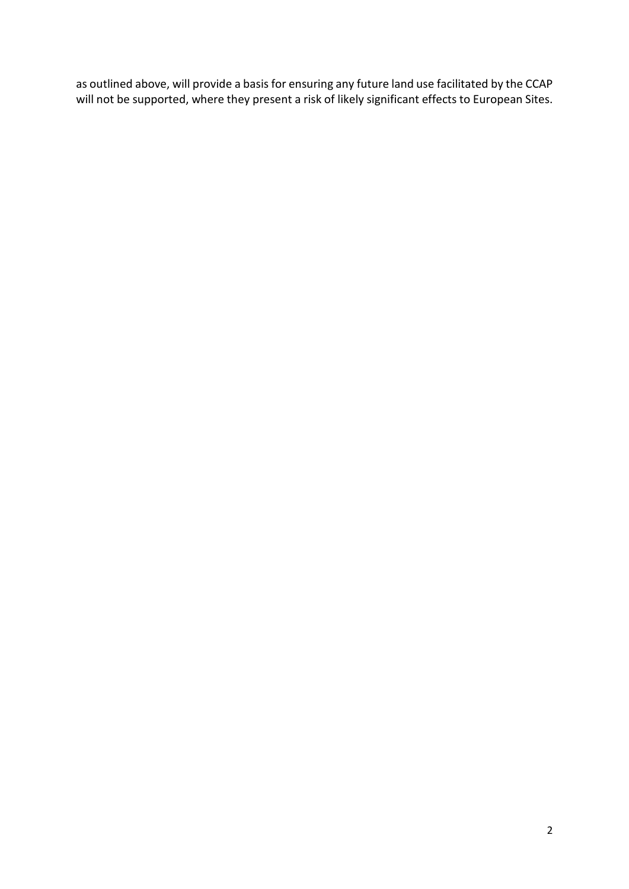as outlined above, will provide a basis for ensuring any future land use facilitated by the CCAP will not be supported, where they present a risk of likely significant effects to European Sites.